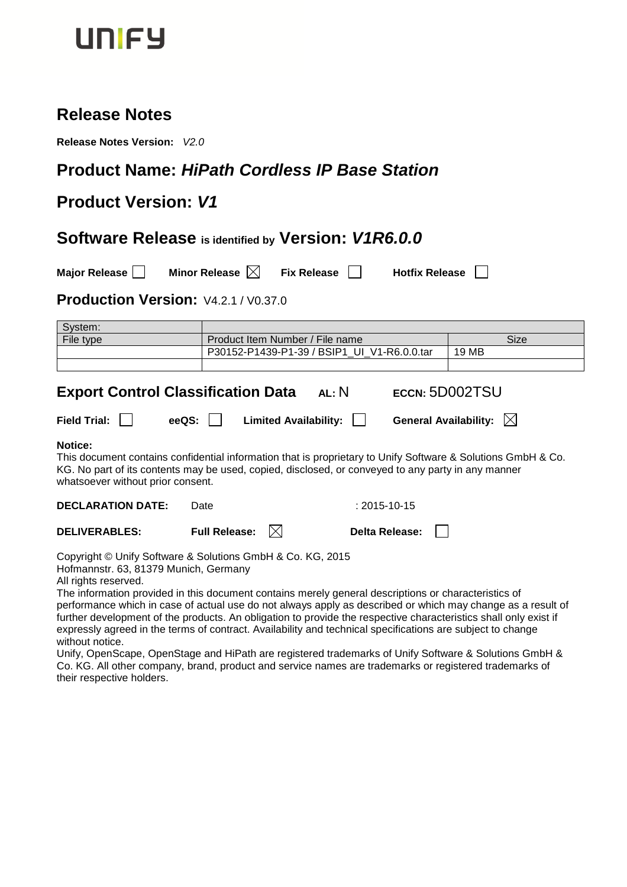UNIFY

# Release Notes

**Release Notes Version:** *V2.0*

## Product Name: *HiPath Cordless IP Base Station*

## Product Version: *V1*

## Software Release is identified by Version: *V1R6.0.0*

**Major Release** ☐ **Minor Release** ☒ **Fix Release** ☐ **Hotfix Release** ☐

### Production Version: V4.2.1 / V0.37.0

| System: | | |
|---|---|---|
| File type | Product Item Number / File name | Size |
| | P30152-P1439-P1-39 / BSIP1_UI_V1-R6.0.0.tar | 19 MB |
| | | |

### Export Control Classification Data AL: N ECCN: 5D002TSU

**Field Trial:** ☐ **eeQS:** ☐ **Limited Availability:** ☐ **General Availability:** ☒

**Notice:**
This document contains confidential information that is proprietary to Unify Software & Solutions GmbH & Co. KG. No part of its contents may be used, copied, disclosed, or conveyed to any party in any manner whatsoever without prior consent.

**DECLARATION DATE:** Date : 2015-10-15

**DELIVERABLES:** **Full Release:** ☒ **Delta Release:** ☐

Copyright © Unify Software & Solutions GmbH & Co. KG, 2015
Hofmannstr. 63, 81379 Munich, Germany
All rights reserved.
The information provided in this document contains merely general descriptions or characteristics of performance which in case of actual use do not always apply as described or which may change as a result of further development of the products. An obligation to provide the respective characteristics shall only exist if expressly agreed in the terms of contract. Availability and technical specifications are subject to change without notice.
Unify, OpenScape, OpenStage and HiPath are registered trademarks of Unify Software & Solutions GmbH & Co. KG. All other company, brand, product and service names are trademarks or registered trademarks of their respective holders.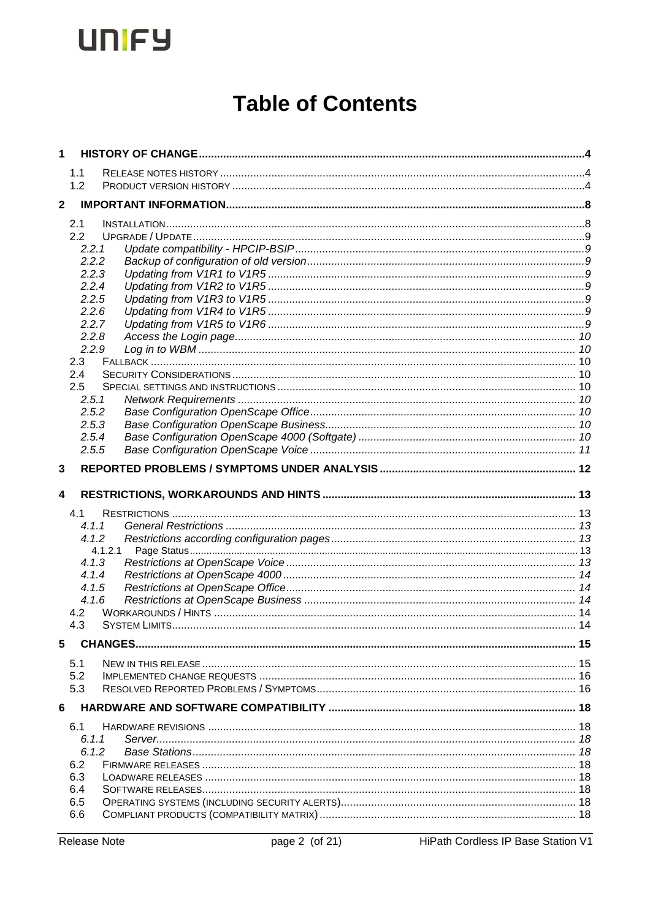# Table of Contents

1 HISTORY OF CHANGE ..... 4
- 1.1 RELEASE NOTES HISTORY ..... 4
- 1.2 PRODUCT VERSION HISTORY ..... 4

2 IMPORTANT INFORMATION ..... 8
- 2.1 INSTALLATION ..... 8
- 2.2 UPGRADE / UPDATE ..... 9
  - *2.2.1 Update compatibility - HPCIP-BSIP ..... 9*
  - *2.2.2 Backup of configuration of old version ..... 9*
  - *2.2.3 Updating from V1R1 to V1R5 ..... 9*
  - *2.2.4 Updating from V1R2 to V1R5 ..... 9*
  - *2.2.5 Updating from V1R3 to V1R5 ..... 9*
  - *2.2.6 Updating from V1R4 to V1R5 ..... 9*
  - *2.2.7 Updating from V1R5 to V1R6 ..... 9*
  - *2.2.8 Access the Login page ..... 10*
  - *2.2.9 Log in to WBM ..... 10*
- 2.3 FALLBACK ..... 10
- 2.4 SECURITY CONSIDERATIONS ..... 10
- 2.5 SPECIAL SETTINGS AND INSTRUCTIONS ..... 10
  - *2.5.1 Network Requirements ..... 10*
  - *2.5.2 Base Configuration OpenScape Office ..... 10*
  - *2.5.3 Base Configuration OpenScape Business ..... 10*
  - *2.5.4 Base Configuration OpenScape 4000 (Softgate) ..... 10*
  - *2.5.5 Base Configuration OpenScape Voice ..... 11*

3 REPORTED PROBLEMS / SYMPTOMS UNDER ANALYSIS ..... 12

4 RESTRICTIONS, WORKAROUNDS AND HINTS ..... 13
- 4.1 RESTRICTIONS ..... 13
  - *4.1.1 General Restrictions ..... 13*
  - *4.1.2 Restrictions according configuration pages ..... 13*
    - 4.1.2.1 Page Status ..... 13
  - *4.1.3 Restrictions at OpenScape Voice ..... 13*
  - *4.1.4 Restrictions at OpenScape 4000 ..... 14*
  - *4.1.5 Restrictions at OpenScape Office ..... 14*
  - *4.1.6 Restrictions at OpenScape Business ..... 14*
- 4.2 WORKAROUNDS / HINTS ..... 14
- 4.3 SYSTEM LIMITS ..... 14

5 CHANGES ..... 15
- 5.1 NEW IN THIS RELEASE ..... 15
- 5.2 IMPLEMENTED CHANGE REQUESTS ..... 16
- 5.3 RESOLVED REPORTED PROBLEMS / SYMPTOMS ..... 16

6 HARDWARE AND SOFTWARE COMPATIBILITY ..... 18
- 6.1 HARDWARE REVISIONS ..... 18
  - *6.1.1 Server ..... 18*
  - *6.1.2 Base Stations ..... 18*
- 6.2 FIRMWARE RELEASES ..... 18
- 6.3 LOADWARE RELEASES ..... 18
- 6.4 SOFTWARE RELEASES ..... 18
- 6.5 OPERATING SYSTEMS (INCLUDING SECURITY ALERTS) ..... 18
- 6.6 COMPLIANT PRODUCTS (COMPATIBILITY MATRIX) ..... 18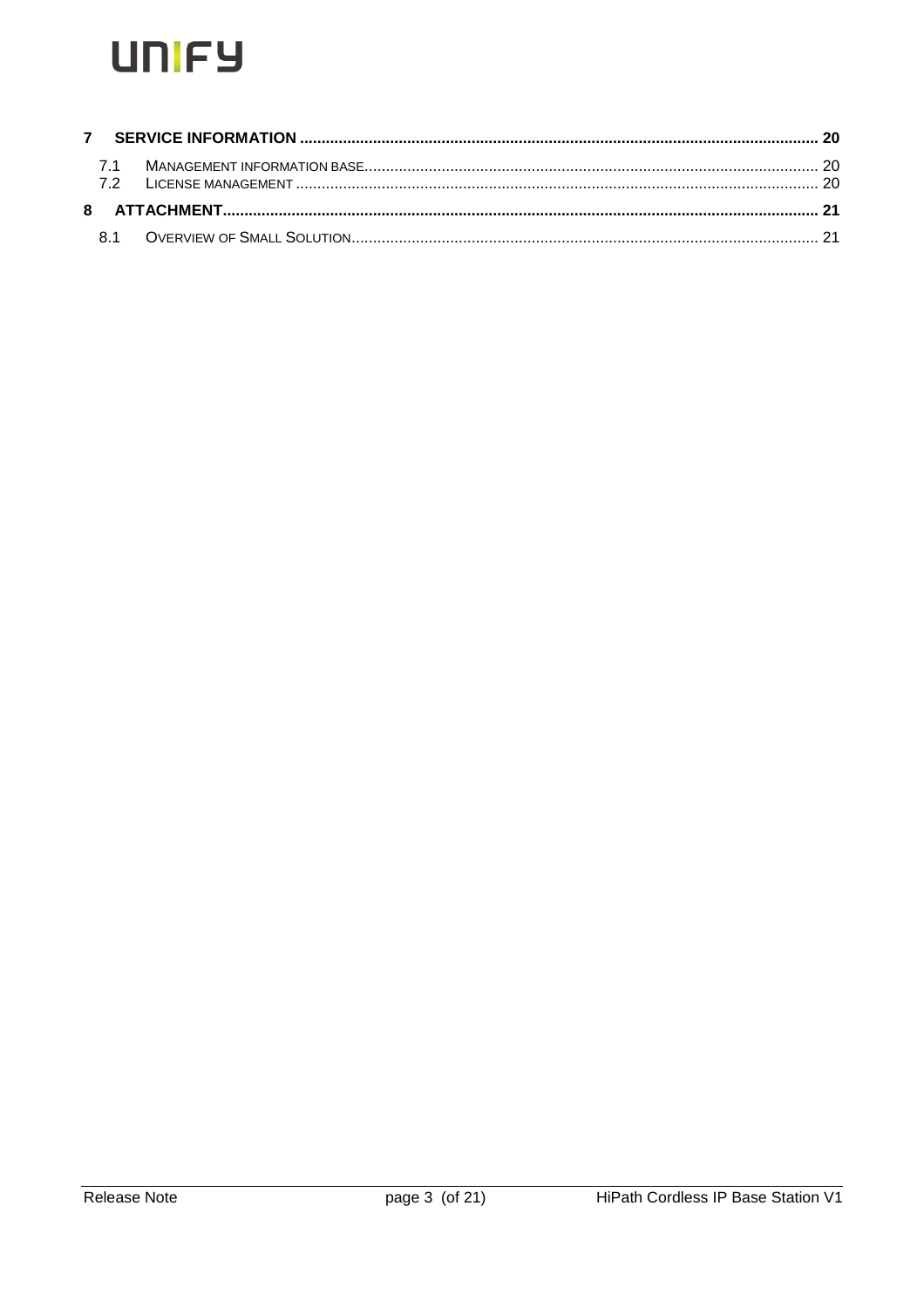7 SERVICE INFORMATION ........................................................................................................................ 20

7.1 MANAGEMENT INFORMATION BASE........................................................................................................ 20

7.2 LICENSE MANAGEMENT ........................................................................................................................ 20

8 ATTACHMENT........................................................................................................................................ 21

8.1 OVERVIEW OF SMALL SOLUTION........................................................................................................... 21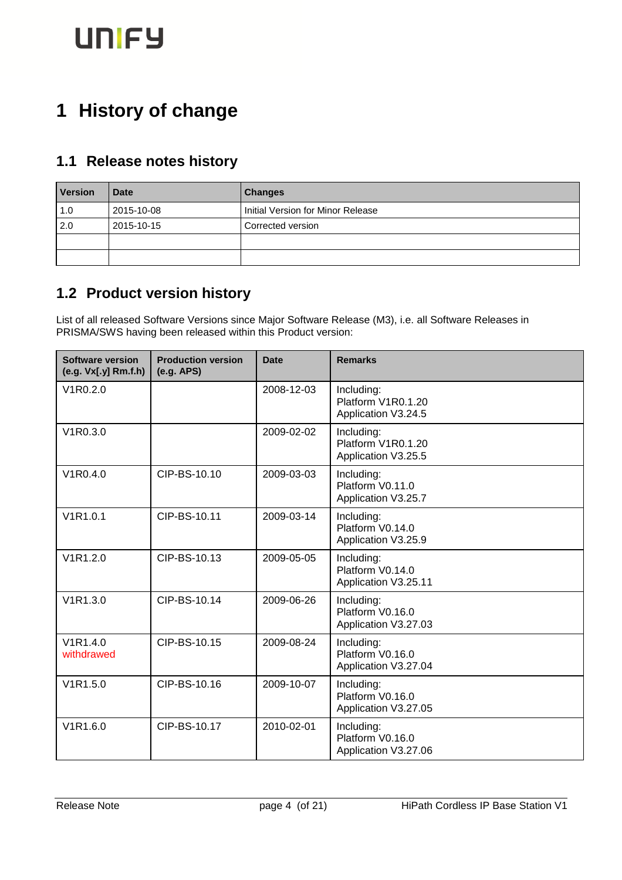# 1 History of change

## 1.1 Release notes history

| Version | Date | Changes |
|---|---|---|
| 1.0 | 2015-10-08 | Initial Version for Minor Release |
| 2.0 | 2015-10-15 | Corrected version |
| | | |
| | | |

## 1.2 Product version history

List of all released Software Versions since Major Software Release (M3), i.e. all Software Releases in PRISMA/SWS having been released within this Product version:

| Software version (e.g. Vx[.y] Rm.f.h) | Production version (e.g. APS) | Date | Remarks |
|---|---|---|---|
| V1R0.2.0 | | 2008-12-03 | Including:<br>Platform V1R0.1.20<br>Application V3.24.5 |
| V1R0.3.0 | | 2009-02-02 | Including:<br>Platform V1R0.1.20<br>Application V3.25.5 |
| V1R0.4.0 | CIP-BS-10.10 | 2009-03-03 | Including:<br>Platform V0.11.0<br>Application V3.25.7 |
| V1R1.0.1 | CIP-BS-10.11 | 2009-03-14 | Including:<br>Platform V0.14.0<br>Application V3.25.9 |
| V1R1.2.0 | CIP-BS-10.13 | 2009-05-05 | Including:<br>Platform V0.14.0<br>Application V3.25.11 |
| V1R1.3.0 | CIP-BS-10.14 | 2009-06-26 | Including:<br>Platform V0.16.0<br>Application V3.27.03 |
| V1R1.4.0<br>withdrawed | CIP-BS-10.15 | 2009-08-24 | Including:<br>Platform V0.16.0<br>Application V3.27.04 |
| V1R1.5.0 | CIP-BS-10.16 | 2009-10-07 | Including:<br>Platform V0.16.0<br>Application V3.27.05 |
| V1R1.6.0 | CIP-BS-10.17 | 2010-02-01 | Including:<br>Platform V0.16.0<br>Application V3.27.06 |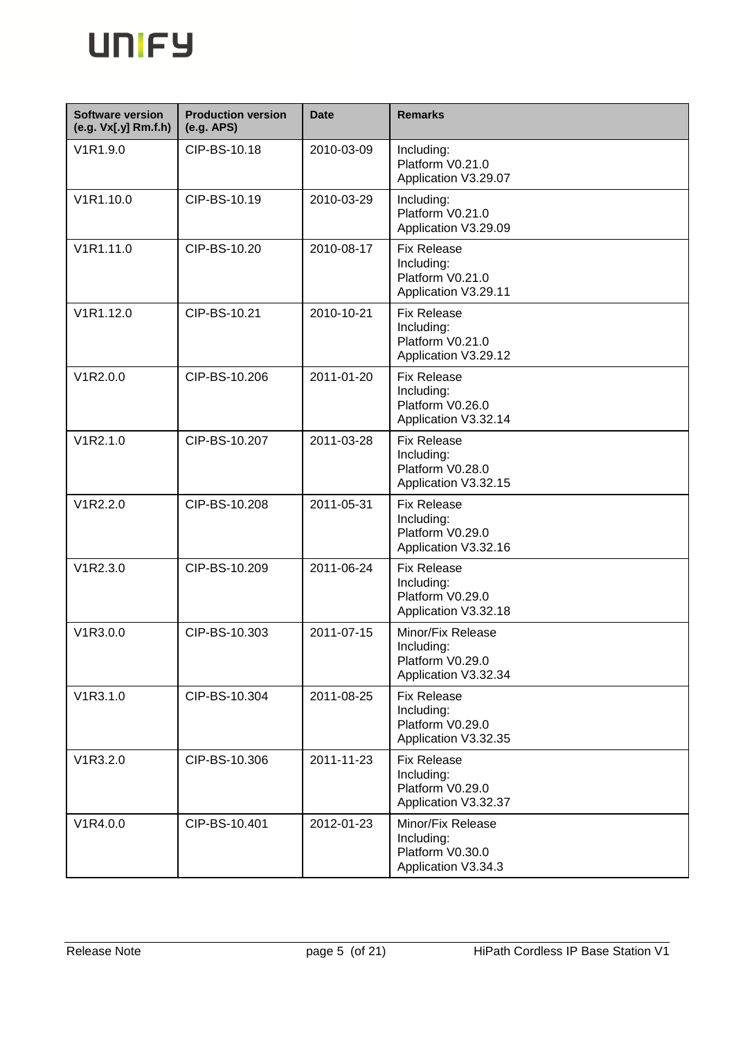| Software version (e.g. Vx[.y] Rm.f.h) | Production version (e.g. APS) | Date | Remarks |
|---|---|---|---|
| V1R1.9.0 | CIP-BS-10.18 | 2010-03-09 | Including:<br>Platform V0.21.0<br>Application V3.29.07 |
| V1R1.10.0 | CIP-BS-10.19 | 2010-03-29 | Including:<br>Platform V0.21.0<br>Application V3.29.09 |
| V1R1.11.0 | CIP-BS-10.20 | 2010-08-17 | Fix Release<br>Including:<br>Platform V0.21.0<br>Application V3.29.11 |
| V1R1.12.0 | CIP-BS-10.21 | 2010-10-21 | Fix Release<br>Including:<br>Platform V0.21.0<br>Application V3.29.12 |
| V1R2.0.0 | CIP-BS-10.206 | 2011-01-20 | Fix Release<br>Including:<br>Platform V0.26.0<br>Application V3.32.14 |
| V1R2.1.0 | CIP-BS-10.207 | 2011-03-28 | Fix Release<br>Including:<br>Platform V0.28.0<br>Application V3.32.15 |
| V1R2.2.0 | CIP-BS-10.208 | 2011-05-31 | Fix Release<br>Including:<br>Platform V0.29.0<br>Application V3.32.16 |
| V1R2.3.0 | CIP-BS-10.209 | 2011-06-24 | Fix Release<br>Including:<br>Platform V0.29.0<br>Application V3.32.18 |
| V1R3.0.0 | CIP-BS-10.303 | 2011-07-15 | Minor/Fix Release<br>Including:<br>Platform V0.29.0<br>Application V3.32.34 |
| V1R3.1.0 | CIP-BS-10.304 | 2011-08-25 | Fix Release<br>Including:<br>Platform V0.29.0<br>Application V3.32.35 |
| V1R3.2.0 | CIP-BS-10.306 | 2011-11-23 | Fix Release<br>Including:<br>Platform V0.29.0<br>Application V3.32.37 |
| V1R4.0.0 | CIP-BS-10.401 | 2012-01-23 | Minor/Fix Release<br>Including:<br>Platform V0.30.0<br>Application V3.34.3 |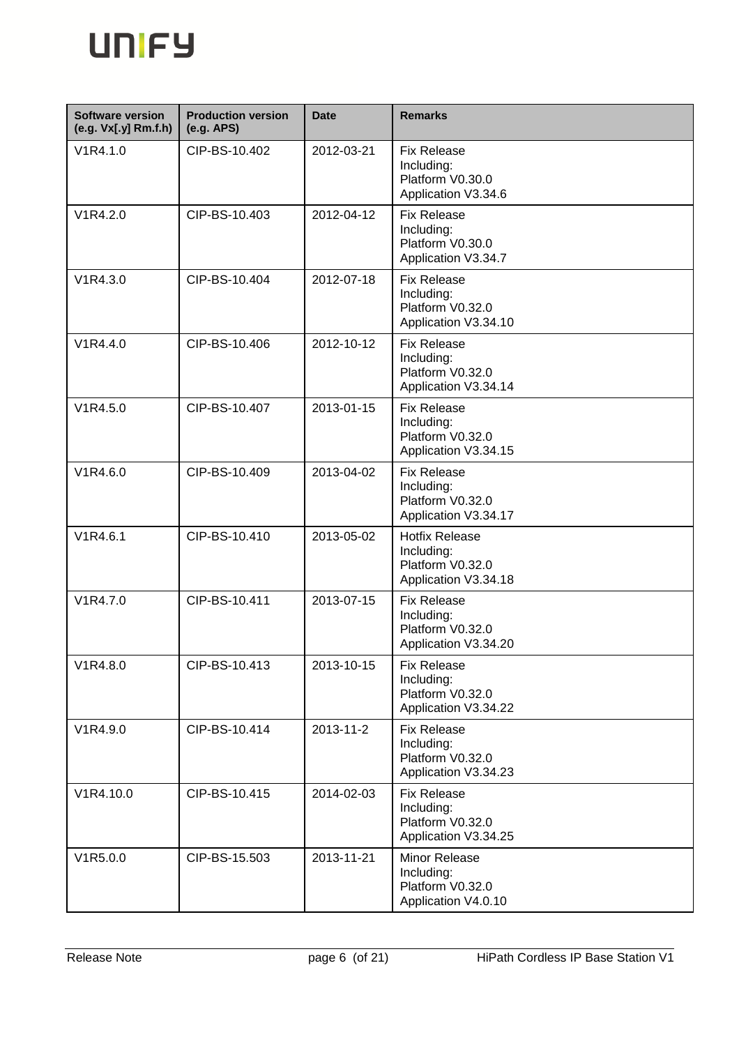| Software version (e.g. Vx[.y] Rm.f.h) | Production version (e.g. APS) | Date | Remarks |
| --- | --- | --- | --- |
| V1R4.1.0 | CIP-BS-10.402 | 2012-03-21 | Fix Release Including: Platform V0.30.0 Application V3.34.6 |
| V1R4.2.0 | CIP-BS-10.403 | 2012-04-12 | Fix Release Including: Platform V0.30.0 Application V3.34.7 |
| V1R4.3.0 | CIP-BS-10.404 | 2012-07-18 | Fix Release Including: Platform V0.32.0 Application V3.34.10 |
| V1R4.4.0 | CIP-BS-10.406 | 2012-10-12 | Fix Release Including: Platform V0.32.0 Application V3.34.14 |
| V1R4.5.0 | CIP-BS-10.407 | 2013-01-15 | Fix Release Including: Platform V0.32.0 Application V3.34.15 |
| V1R4.6.0 | CIP-BS-10.409 | 2013-04-02 | Fix Release Including: Platform V0.32.0 Application V3.34.17 |
| V1R4.6.1 | CIP-BS-10.410 | 2013-05-02 | Hotfix Release Including: Platform V0.32.0 Application V3.34.18 |
| V1R4.7.0 | CIP-BS-10.411 | 2013-07-15 | Fix Release Including: Platform V0.32.0 Application V3.34.20 |
| V1R4.8.0 | CIP-BS-10.413 | 2013-10-15 | Fix Release Including: Platform V0.32.0 Application V3.34.22 |
| V1R4.9.0 | CIP-BS-10.414 | 2013-11-2 | Fix Release Including: Platform V0.32.0 Application V3.34.23 |
| V1R4.10.0 | CIP-BS-10.415 | 2014-02-03 | Fix Release Including: Platform V0.32.0 Application V3.34.25 |
| V1R5.0.0 | CIP-BS-15.503 | 2013-11-21 | Minor Release Including: Platform V0.32.0 Application V4.0.10 |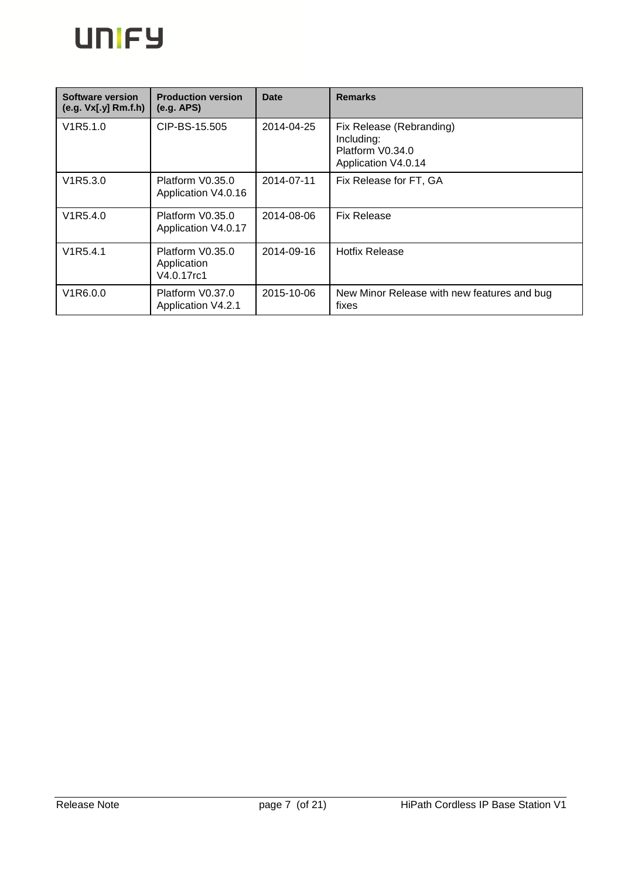| Software version (e.g. Vx[.y] Rm.f.h) | Production version (e.g. APS) | Date | Remarks |
|---|---|---|---|
| V1R5.1.0 | CIP-BS-15.505 | 2014-04-25 | Fix Release (Rebranding) Including: Platform V0.34.0 Application V4.0.14 |
| V1R5.3.0 | Platform V0.35.0 Application V4.0.16 | 2014-07-11 | Fix Release for FT, GA |
| V1R5.4.0 | Platform V0.35.0 Application V4.0.17 | 2014-08-06 | Fix Release |
| V1R5.4.1 | Platform V0.35.0 Application V4.0.17rc1 | 2014-09-16 | Hotfix Release |
| V1R6.0.0 | Platform V0.37.0 Application V4.2.1 | 2015-10-06 | New Minor Release with new features and bug fixes |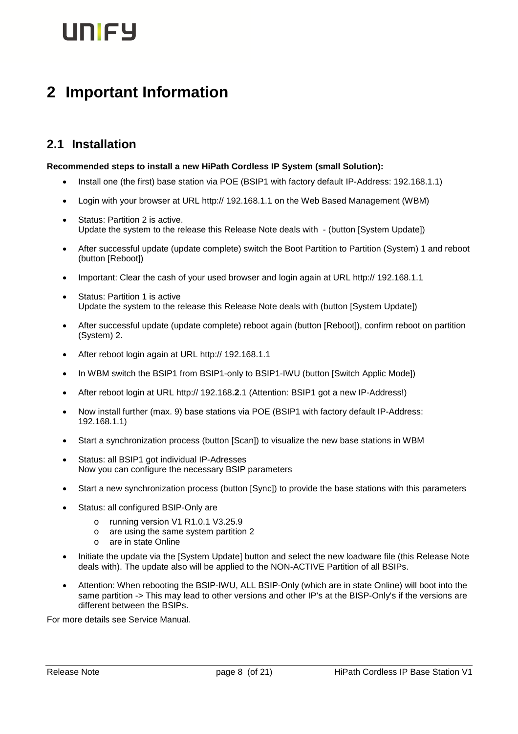# 2 Important Information

## 2.1 Installation

**Recommended steps to install a new HiPath Cordless IP System (small Solution):**

- Install one (the first) base station via POE (BSIP1 with factory default IP-Address: 192.168.1.1)
- Login with your browser at URL http:// 192.168.1.1 on the Web Based Management (WBM)
- Status: Partition 2 is active.
  Update the system to the release this Release Note deals with - (button [System Update])
- After successful update (update complete) switch the Boot Partition to Partition (System) 1 and reboot (button [Reboot])
- Important: Clear the cash of your used browser and login again at URL http:// 192.168.1.1
- Status: Partition 1 is active
  Update the system to the release this Release Note deals with (button [System Update])
- After successful update (update complete) reboot again (button [Reboot]), confirm reboot on partition (System) 2.
- After reboot login again at URL http:// 192.168.1.1
- In WBM switch the BSIP1 from BSIP1-only to BSIP1-IWU (button [Switch Applic Mode])
- After reboot login at URL http:// 192.168.**2**.1 (Attention: BSIP1 got a new IP-Address!)
- Now install further (max. 9) base stations via POE (BSIP1 with factory default IP-Address: 192.168.1.1)
- Start a synchronization process (button [Scan]) to visualize the new base stations in WBM
- Status: all BSIP1 got individual IP-Adresses
  Now you can configure the necessary BSIP parameters
- Start a new synchronization process (button [Sync]) to provide the base stations with this parameters
- Status: all configured BSIP-Only are
  - running version V1 R1.0.1 V3.25.9
  - are using the same system partition 2
  - are in state Online
- Initiate the update via the [System Update] button and select the new loadware file (this Release Note deals with). The update also will be applied to the NON-ACTIVE Partition of all BSIPs.
- Attention: When rebooting the BSIP-IWU, ALL BSIP-Only (which are in state Online) will boot into the same partition -> This may lead to other versions and other IP's at the BISP-Only's if the versions are different between the BSIPs.

For more details see Service Manual.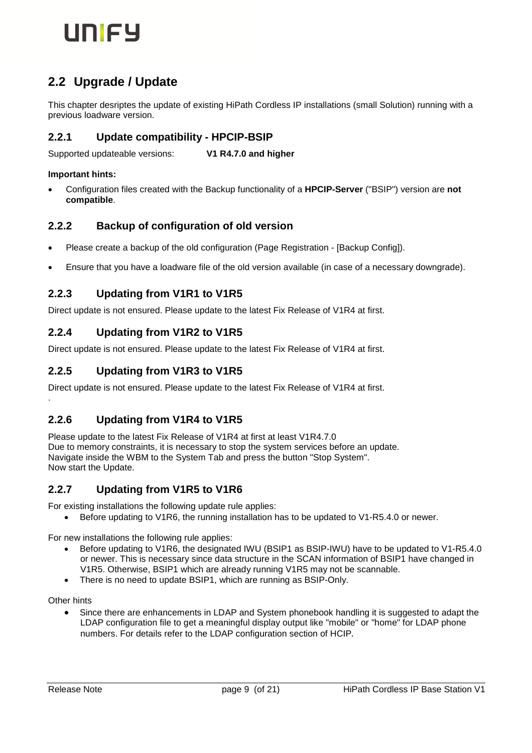## 2.2 Upgrade / Update

This chapter desriptes the update of existing HiPath Cordless IP installations (small Solution) running with a previous loadware version.

### 2.2.1 Update compatibility - HPCIP-BSIP

Supported updateable versions: **V1 R4.7.0 and higher**

**Important hints:**

- Configuration files created with the Backup functionality of a **HPCIP-Server** ("BSIP") version are **not compatible**.

### 2.2.2 Backup of configuration of old version

- Please create a backup of the old configuration (Page Registration - [Backup Config]).
- Ensure that you have a loadware file of the old version available (in case of a necessary downgrade).

### 2.2.3 Updating from V1R1 to V1R5

Direct update is not ensured. Please update to the latest Fix Release of V1R4 at first.

### 2.2.4 Updating from V1R2 to V1R5

Direct update is not ensured. Please update to the latest Fix Release of V1R4 at first.

### 2.2.5 Updating from V1R3 to V1R5

Direct update is not ensured. Please update to the latest Fix Release of V1R4 at first.

.

### 2.2.6 Updating from V1R4 to V1R5

Please update to the latest Fix Release of V1R4 at first at least V1R4.7.0
Due to memory constraints, it is necessary to stop the system services before an update.
Navigate inside the WBM to the System Tab and press the button "Stop System".
Now start the Update.

### 2.2.7 Updating from V1R5 to V1R6

For existing installations the following update rule applies:

- Before updating to V1R6, the running installation has to be updated to V1-R5.4.0 or newer.

For new installations the following rule applies:

- Before updating to V1R6, the designated IWU (BSIP1 as BSIP-IWU) have to be updated to V1-R5.4.0 or newer. This is necessary since data structure in the SCAN information of BSIP1 have changed in V1R5. Otherwise, BSIP1 which are already running V1R5 may not be scannable.
- There is no need to update BSIP1, which are running as BSIP-Only.

Other hints

- Since there are enhancements in LDAP and System phonebook handling it is suggested to adapt the LDAP configuration file to get a meaningful display output like "mobile" or "home" for LDAP phone numbers. For details refer to the LDAP configuration section of HCIP.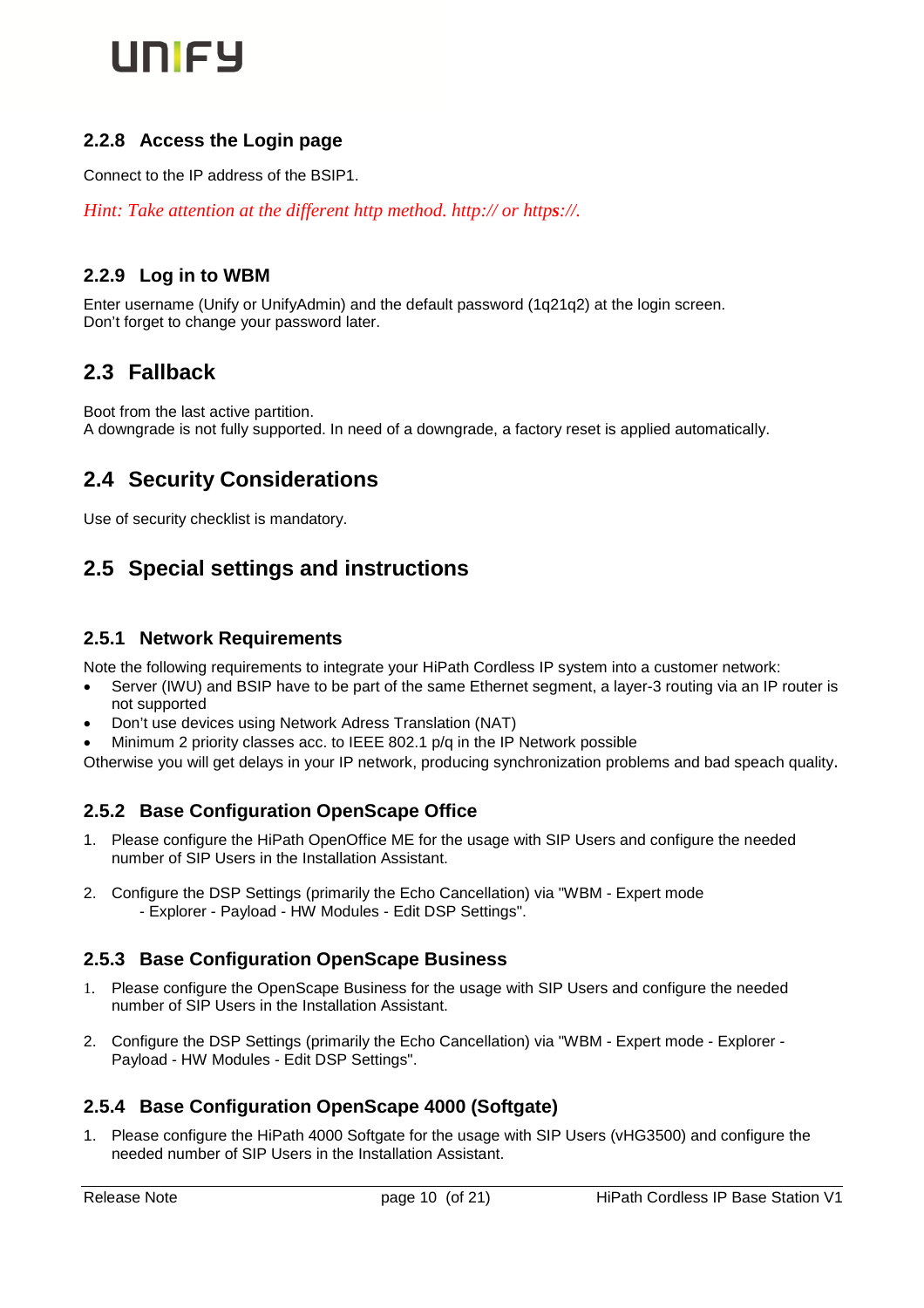### 2.2.8 Access the Login page

Connect to the IP address of the BSIP1.

*Hint: Take attention at the different http method. http:// or http**s**://.*

### 2.2.9 Log in to WBM

Enter username (Unify or UnifyAdmin) and the default password (1q21q2) at the login screen.
Don't forget to change your password later.

## 2.3 Fallback

Boot from the last active partition.
A downgrade is not fully supported. In need of a downgrade, a factory reset is applied automatically.

## 2.4 Security Considerations

Use of security checklist is mandatory.

## 2.5 Special settings and instructions

### 2.5.1 Network Requirements

Note the following requirements to integrate your HiPath Cordless IP system into a customer network:

- Server (IWU) and BSIP have to be part of the same Ethernet segment, a layer-3 routing via an IP router is not supported
- Don't use devices using Network Adress Translation (NAT)
- Minimum 2 priority classes acc. to IEEE 802.1 p/q in the IP Network possible

Otherwise you will get delays in your IP network, producing synchronization problems and bad speach quality.

### 2.5.2 Base Configuration OpenScape Office

1. Please configure the HiPath OpenOffice ME for the usage with SIP Users and configure the needed number of SIP Users in the Installation Assistant.

2. Configure the DSP Settings (primarily the Echo Cancellation) via "WBM - Expert mode - Explorer - Payload - HW Modules - Edit DSP Settings".

### 2.5.3 Base Configuration OpenScape Business

1. Please configure the OpenScape Business for the usage with SIP Users and configure the needed number of SIP Users in the Installation Assistant.

2. Configure the DSP Settings (primarily the Echo Cancellation) via "WBM - Expert mode - Explorer - Payload - HW Modules - Edit DSP Settings".

### 2.5.4 Base Configuration OpenScape 4000 (Softgate)

1. Please configure the HiPath 4000 Softgate for the usage with SIP Users (vHG3500) and configure the needed number of SIP Users in the Installation Assistant.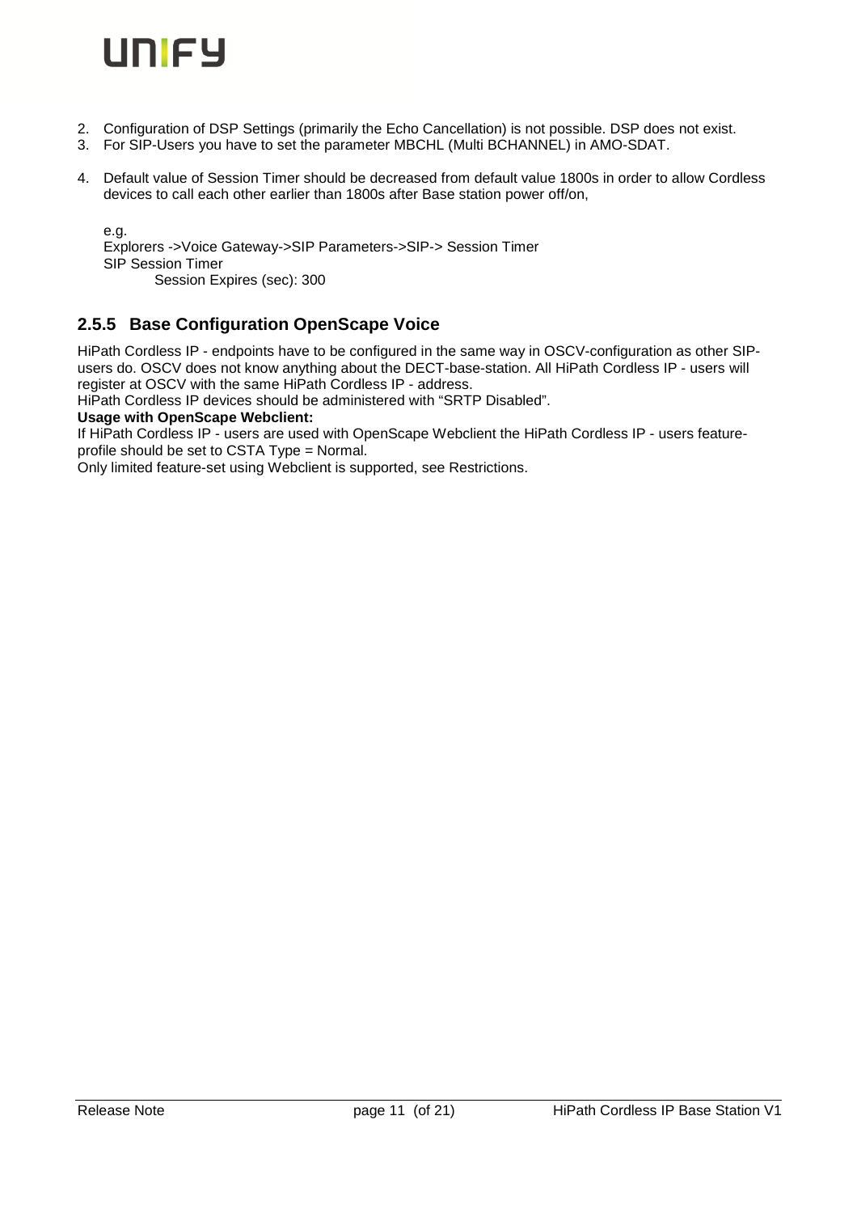2. Configuration of DSP Settings (primarily the Echo Cancellation) is not possible. DSP does not exist.
3. For SIP-Users you have to set the parameter MBCHL (Multi BCHANNEL) in AMO-SDAT.
4. Default value of Session Timer should be decreased from default value 1800s in order to allow Cordless devices to call each other earlier than 1800s after Base station power off/on,

   e.g.
   Explorers ->Voice Gateway->SIP Parameters->SIP-> Session Timer
   SIP Session Timer
   Session Expires (sec): 300

### 2.5.5 Base Configuration OpenScape Voice

HiPath Cordless IP - endpoints have to be configured in the same way in OSCV-configuration as other SIP-users do. OSCV does not know anything about the DECT-base-station. All HiPath Cordless IP - users will register at OSCV with the same HiPath Cordless IP - address.
HiPath Cordless IP devices should be administered with “SRTP Disabled”.

**Usage with OpenScape Webclient:**

If HiPath Cordless IP - users are used with OpenScape Webclient the HiPath Cordless IP - users feature-profile should be set to CSTA Type = Normal.
Only limited feature-set using Webclient is supported, see Restrictions.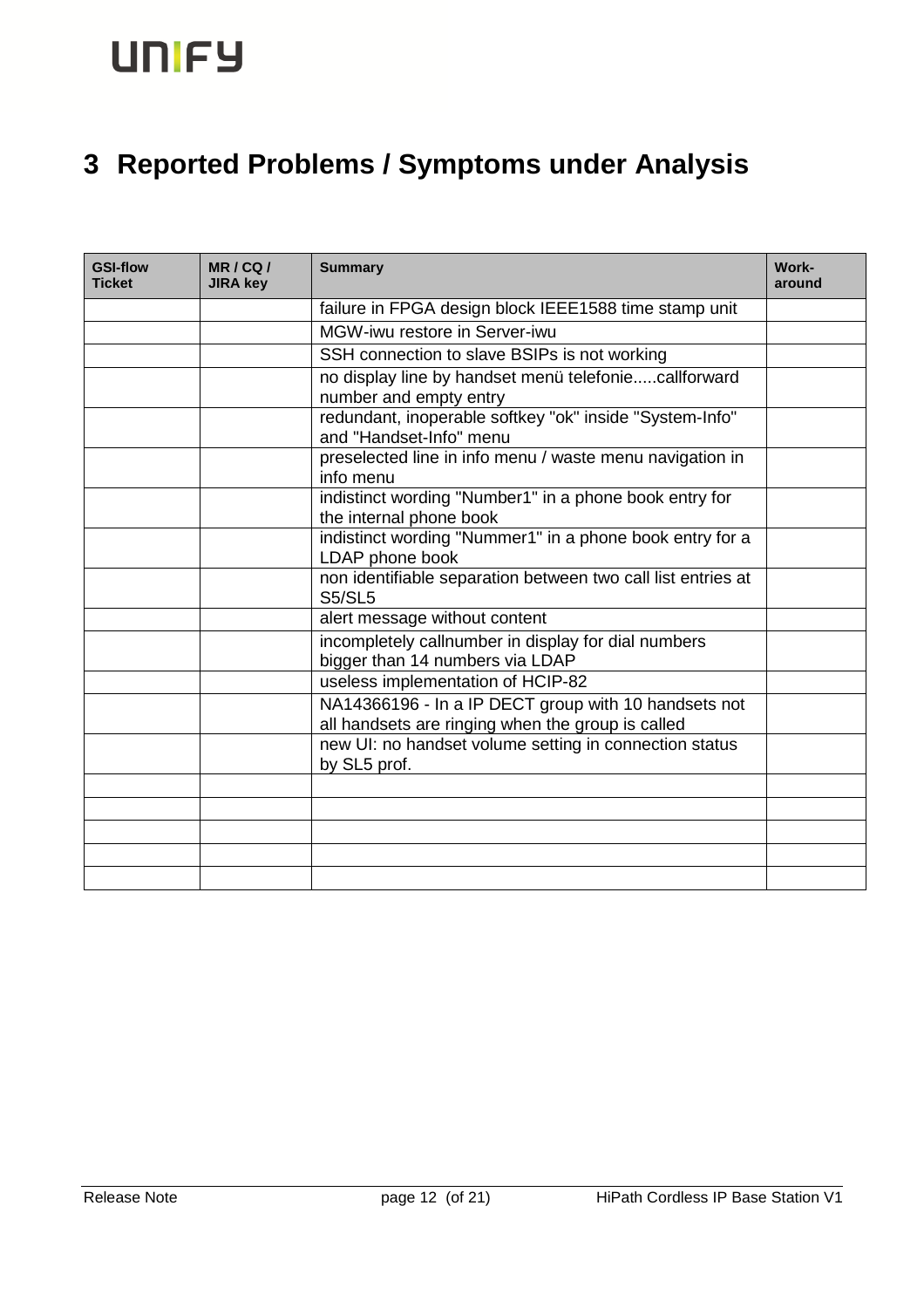# 3 Reported Problems / Symptoms under Analysis

| GSI-flow Ticket | MR / CQ / JIRA key | Summary | Work-around |
|---|---|---|---|
| | | failure in FPGA design block IEEE1588 time stamp unit | |
| | | MGW-iwu restore in Server-iwu | |
| | | SSH connection to slave BSIPs is not working | |
| | | no display line by handset menü telefonie.....callforward number and empty entry | |
| | | redundant, inoperable softkey "ok" inside "System-Info" and "Handset-Info" menu | |
| | | preselected line in info menu / waste menu navigation in info menu | |
| | | indistinct wording "Number1" in a phone book entry for the internal phone book | |
| | | indistinct wording "Nummer1" in a phone book entry for a LDAP phone book | |
| | | non identifiable separation between two call list entries at S5/SL5 | |
| | | alert message without content | |
| | | incompletely callnumber in display for dial numbers bigger than 14 numbers via LDAP | |
| | | useless implementation of HCIP-82 | |
| | | NA14366196 - In a IP DECT group with 10 handsets not all handsets are ringing when the group is called | |
| | | new UI: no handset volume setting in connection status by SL5 prof. | |
| | | | |
| | | | |
| | | | |
| | | | |
| | | | |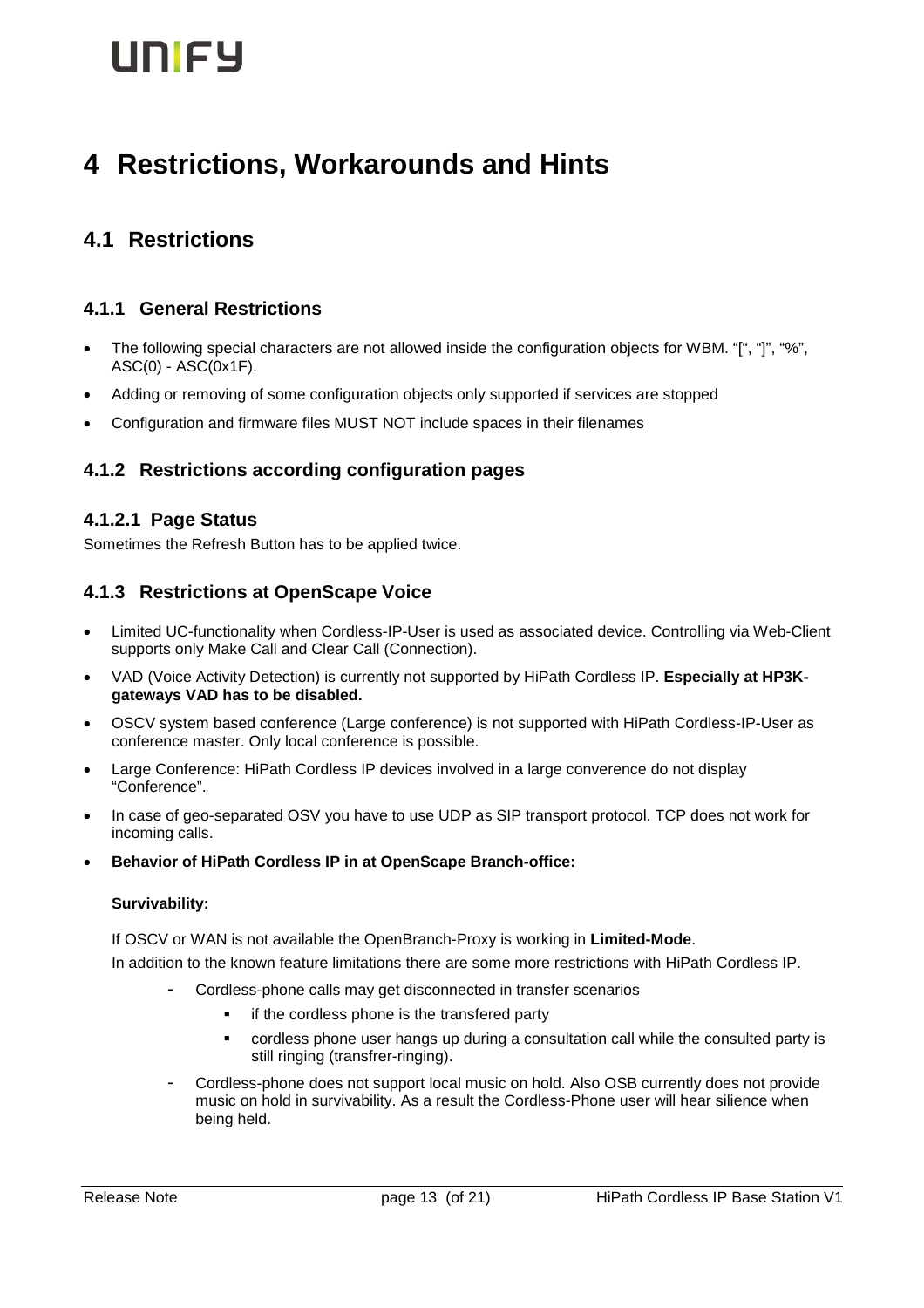# 4 Restrictions, Workarounds and Hints

## 4.1 Restrictions

### 4.1.1 General Restrictions

- The following special characters are not allowed inside the configuration objects for WBM. "[", "]", "%", ASC(0) - ASC(0x1F).
- Adding or removing of some configuration objects only supported if services are stopped
- Configuration and firmware files MUST NOT include spaces in their filenames

### 4.1.2 Restrictions according configuration pages

#### 4.1.2.1 Page Status

Sometimes the Refresh Button has to be applied twice.

### 4.1.3 Restrictions at OpenScape Voice

- Limited UC-functionality when Cordless-IP-User is used as associated device. Controlling via Web-Client supports only Make Call and Clear Call (Connection).
- VAD (Voice Activity Detection) is currently not supported by HiPath Cordless IP. **Especially at HP3K-gateways VAD has to be disabled.**
- OSCV system based conference (Large conference) is not supported with HiPath Cordless-IP-User as conference master. Only local conference is possible.
- Large Conference: HiPath Cordless IP devices involved in a large converence do not display "Conference".
- In case of geo-separated OSV you have to use UDP as SIP transport protocol. TCP does not work for incoming calls.
- **Behavior of HiPath Cordless IP in at OpenScape Branch-office:**

  **Survivability:**

  If OSCV or WAN is not available the OpenBranch-Proxy is working in **Limited-Mode**.

  In addition to the known feature limitations there are some more restrictions with HiPath Cordless IP.

  - Cordless-phone calls may get disconnected in transfer scenarios
    - if the cordless phone is the transfered party
    - cordless phone user hangs up during a consultation call while the consulted party is still ringing (transfrer-ringing).
  - Cordless-phone does not support local music on hold. Also OSB currently does not provide music on hold in survivability. As a result the Cordless-Phone user will hear silience when being held.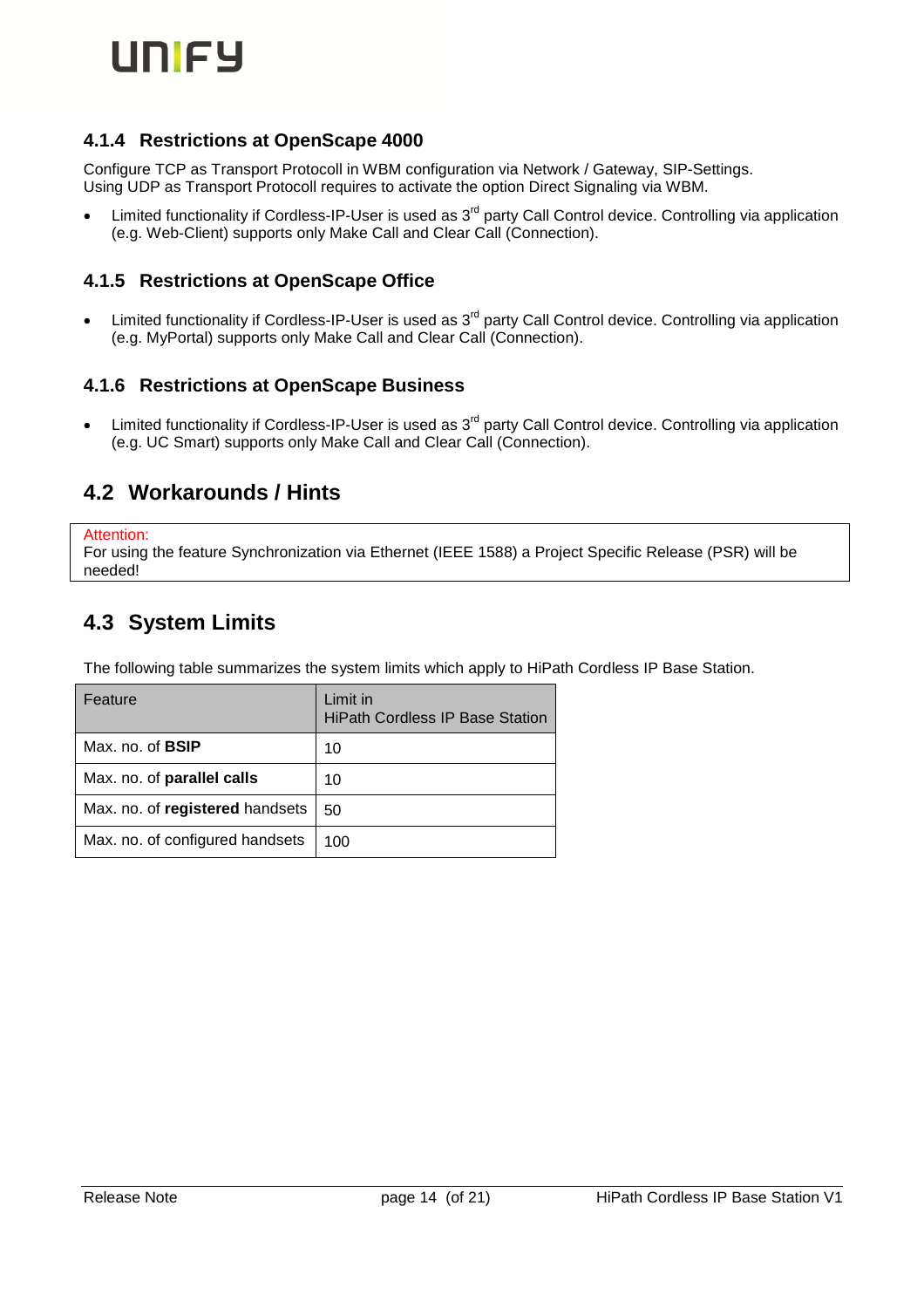### 4.1.4 Restrictions at OpenScape 4000

Configure TCP as Transport Protocoll in WBM configuration via Network / Gateway, SIP-Settings.
Using UDP as Transport Protocoll requires to activate the option Direct Signaling via WBM.

- Limited functionality if Cordless-IP-User is used as 3rd party Call Control device. Controlling via application (e.g. Web-Client) supports only Make Call and Clear Call (Connection).

### 4.1.5 Restrictions at OpenScape Office

- Limited functionality if Cordless-IP-User is used as 3rd party Call Control device. Controlling via application (e.g. MyPortal) supports only Make Call and Clear Call (Connection).

### 4.1.6 Restrictions at OpenScape Business

- Limited functionality if Cordless-IP-User is used as 3rd party Call Control device. Controlling via application (e.g. UC Smart) supports only Make Call and Clear Call (Connection).

## 4.2 Workarounds / Hints

> Attention:
> For using the feature Synchronization via Ethernet (IEEE 1588) a Project Specific Release (PSR) will be needed!

## 4.3 System Limits

The following table summarizes the system limits which apply to HiPath Cordless IP Base Station.

| Feature | Limit in HiPath Cordless IP Base Station |
|---|---|
| Max. no. of **BSIP** | 10 |
| Max. no. of **parallel calls** | 10 |
| Max. no. of **registered** handsets | 50 |
| Max. no. of configured handsets | 100 |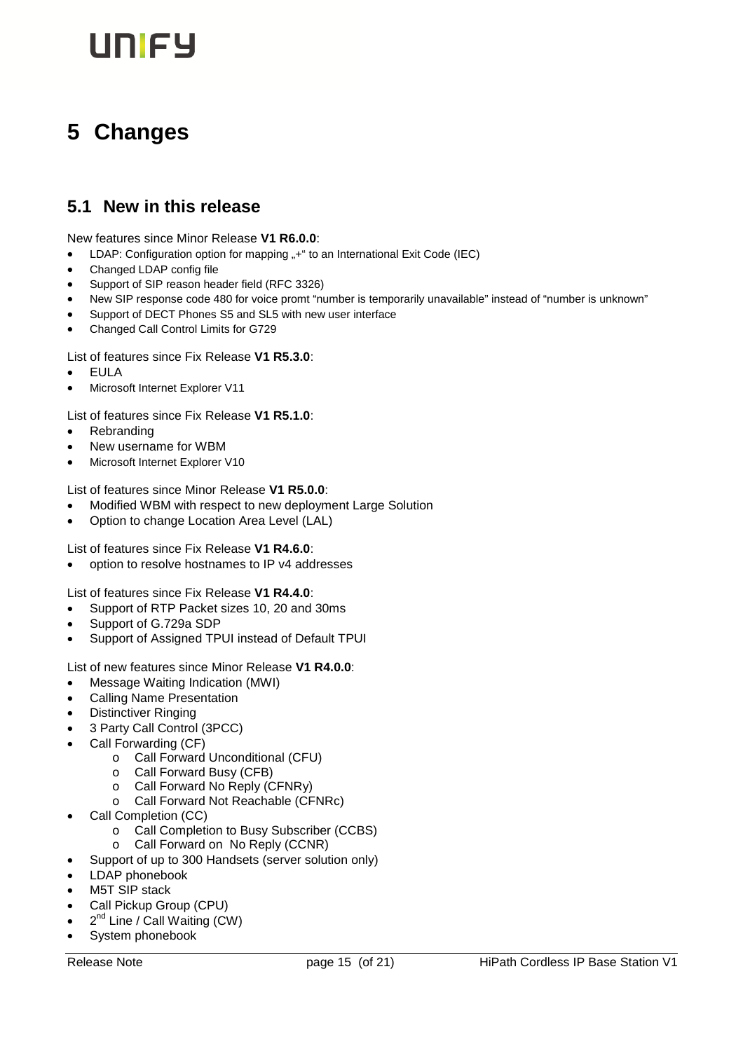# 5 Changes

## 5.1 New in this release

New features since Minor Release **V1 R6.0.0**:

- LDAP: Configuration option for mapping „+" to an International Exit Code (IEC)
- Changed LDAP config file
- Support of SIP reason header field (RFC 3326)
- New SIP response code 480 for voice promt "number is temporarily unavailable" instead of "number is unknown"
- Support of DECT Phones S5 and SL5 with new user interface
- Changed Call Control Limits for G729

List of features since Fix Release **V1 R5.3.0**:

- EULA
- Microsoft Internet Explorer V11

List of features since Fix Release **V1 R5.1.0**:

- Rebranding
- New username for WBM
- Microsoft Internet Explorer V10

List of features since Minor Release **V1 R5.0.0**:

- Modified WBM with respect to new deployment Large Solution
- Option to change Location Area Level (LAL)

List of features since Fix Release **V1 R4.6.0**:

- option to resolve hostnames to IP v4 addresses

List of features since Fix Release **V1 R4.4.0**:

- Support of RTP Packet sizes 10, 20 and 30ms
- Support of G.729a SDP
- Support of Assigned TPUI instead of Default TPUI

List of new features since Minor Release **V1 R4.0.0**:

- Message Waiting Indication (MWI)
- Calling Name Presentation
- Distinctiver Ringing
- 3 Party Call Control (3PCC)
- Call Forwarding (CF)
  - Call Forward Unconditional (CFU)
  - Call Forward Busy (CFB)
  - Call Forward No Reply (CFNRy)
  - Call Forward Not Reachable (CFNRc)
- Call Completion (CC)
  - Call Completion to Busy Subscriber (CCBS)
  - Call Forward on No Reply (CCNR)
- Support of up to 300 Handsets (server solution only)
- LDAP phonebook
- M5T SIP stack
- Call Pickup Group (CPU)
- 2nd Line / Call Waiting (CW)
- System phonebook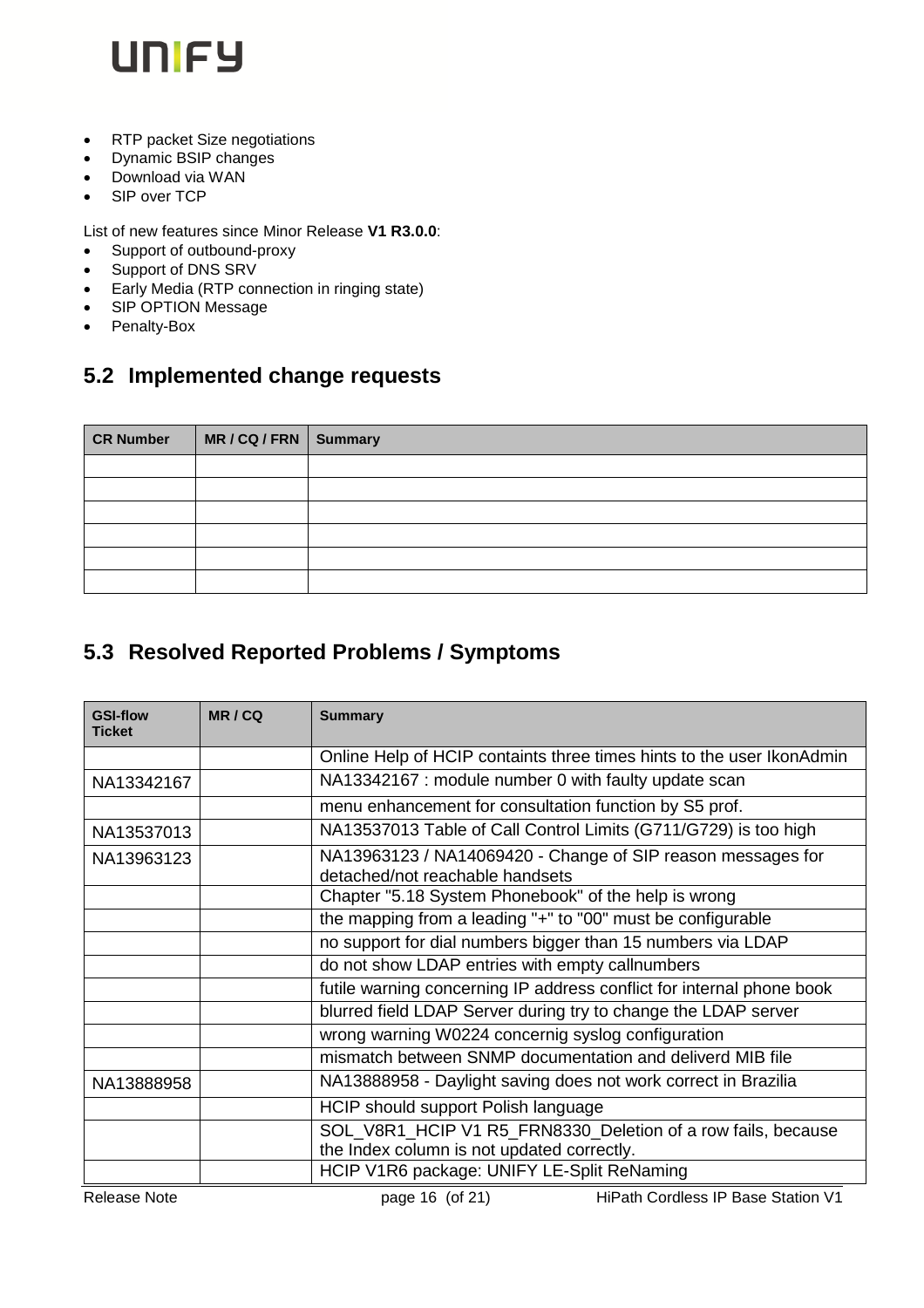- RTP packet Size negotiations
- Dynamic BSIP changes
- Download via WAN
- SIP over TCP

List of new features since Minor Release **V1 R3.0.0**:

- Support of outbound-proxy
- Support of DNS SRV
- Early Media (RTP connection in ringing state)
- SIP OPTION Message
- Penalty-Box

## 5.2 Implemented change requests

| CR Number | MR / CQ / FRN | Summary |
|---|---|---|
| | | |
| | | |
| | | |
| | | |
| | | |
| | | |

## 5.3 Resolved Reported Problems / Symptoms

| GSI-flow Ticket | MR / CQ | Summary |
|---|---|---|
| | | Online Help of HCIP containts three times hints to the user IkonAdmin |
| NA13342167 | | NA13342167 : module number 0 with faulty update scan |
| | | menu enhancement for consultation function by S5 prof. |
| NA13537013 | | NA13537013 Table of Call Control Limits (G711/G729) is too high |
| NA13963123 | | NA13963123 / NA14069420 - Change of SIP reason messages for detached/not reachable handsets |
| | | Chapter "5.18 System Phonebook" of the help is wrong |
| | | the mapping from a leading "+" to "00" must be configurable |
| | | no support for dial numbers bigger than 15 numbers via LDAP |
| | | do not show LDAP entries with empty callnumbers |
| | | futile warning concerning IP address conflict for internal phone book |
| | | blurred field LDAP Server during try to change the LDAP server |
| | | wrong warning W0224 concernig syslog configuration |
| | | mismatch between SNMP documentation and deliverd MIB file |
| NA13888958 | | NA13888958 - Daylight saving does not work correct in Brazilia |
| | | HCIP should support Polish language |
| | | SOL_V8R1_HCIP V1 R5_FRN8330_Deletion of a row fails, because the Index column is not updated correctly. |
| | | HCIP V1R6 package: UNIFY LE-Split ReNaming |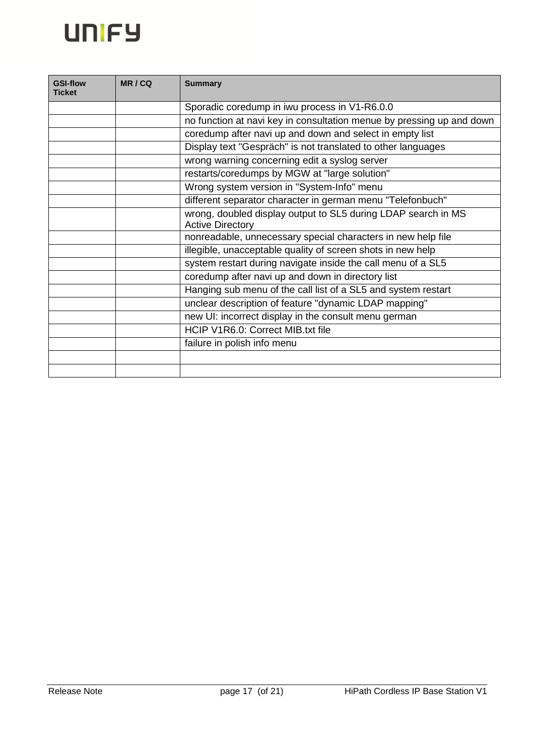| GSI-flow Ticket | MR / CQ | Summary |
| --- | --- | --- |
| | | Sporadic coredump in iwu process in V1-R6.0.0 |
| | | no function at navi key in consultation menue by pressing up and down |
| | | coredump after navi up and down and select in empty list |
| | | Display text "Gespräch" is not translated to other languages |
| | | wrong warning concerning edit a syslog server |
| | | restarts/coredumps by MGW at "large solution" |
| | | Wrong system version in "System-Info" menu |
| | | different separator character in german menu "Telefonbuch" |
| | | wrong, doubled display output to SL5 during LDAP search in MS Active Directory |
| | | nonreadable, unnecessary special characters in new help file |
| | | illegible, unacceptable quality of screen shots in new help |
| | | system restart during navigate inside the call menu of a SL5 |
| | | coredump after navi up and down in directory list |
| | | Hanging sub menu of the call list of a SL5 and system restart |
| | | unclear description of feature "dynamic LDAP mapping" |
| | | new UI: incorrect display in the consult menu german |
| | | HCIP V1R6.0: Correct MIB.txt file |
| | | failure in polish info menu |
| | | |
| | | |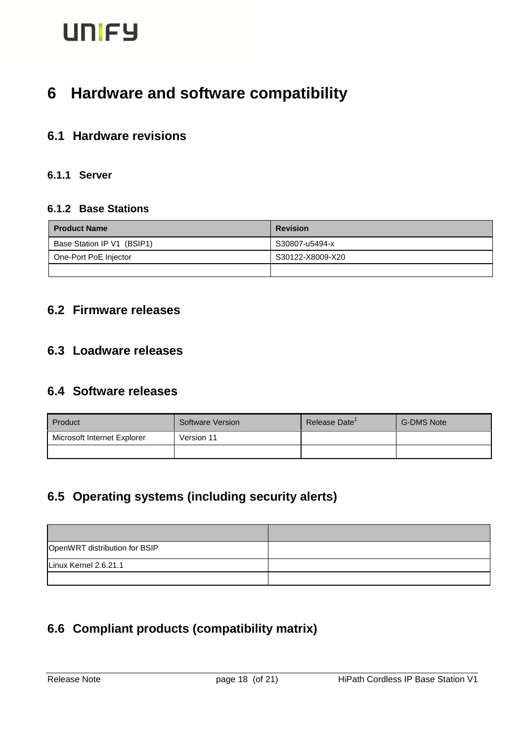# 6 Hardware and software compatibility

## 6.1 Hardware revisions

### 6.1.1 Server

### 6.1.2 Base Stations

| Product Name | Revision |
|---|---|
| Base Station IP V1 (BSIP1) | S30807-u5494-x |
| One-Port PoE Injector | S30122-X8009-X20 |
| | |

## 6.2 Firmware releases

## 6.3 Loadware releases

## 6.4 Software releases

| Product | Software Version | Release Date[1] | G-DMS Note |
|---|---|---|---|
| Microsoft Internet Explorer | Version 11 | | |
| | | | |

## 6.5 Operating systems (including security alerts)

| | |
|---|---|
| OpenWRT distribution for BSIP | |
| Linux Kernel 2.6.21.1 | |
| | |

## 6.6 Compliant products (compatibility matrix)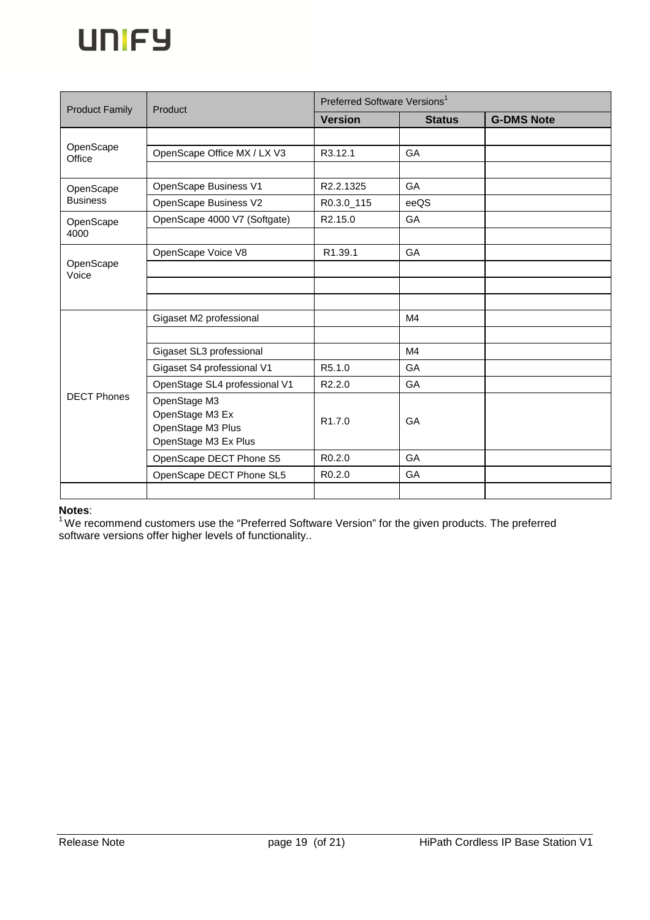| Product Family | Product | Preferred Software Versions[1] | | |
|---|---|---|---|---|
| | | **Version** | **Status** | **G-DMS Note** |
| OpenScape Office | | | | |
| | OpenScape Office MX / LX V3 | R3.12.1 | GA | |
| | | | | |
| OpenScape Business | OpenScape Business V1 | R2.2.1325 | GA | |
| | OpenScape Business V2 | R0.3.0_115 | eeQS | |
| OpenScape 4000 | OpenScape 4000 V7 (Softgate) | R2.15.0 | GA | |
| | | | | |
| OpenScape Voice | OpenScape Voice V8 | R1.39.1 | GA | |
| | | | | |
| | | | | |
| | | | | |
| DECT Phones | Gigaset M2 professional | | M4 | |
| | | | | |
| | Gigaset SL3 professional | | M4 | |
| | Gigaset S4 professional V1 | R5.1.0 | GA | |
| | OpenStage SL4 professional V1 | R2.2.0 | GA | |
| | OpenStage M3<br>OpenStage M3 Ex<br>OpenStage M3 Plus<br>OpenStage M3 Ex Plus | R1.7.0 | GA | |
| | OpenScape DECT Phone S5 | R0.2.0 | GA | |
| | OpenScape DECT Phone SL5 | R0.2.0 | GA | |
| | | | | |

**Notes**:
[1] We recommend customers use the "Preferred Software Version" for the given products. The preferred software versions offer higher levels of functionality..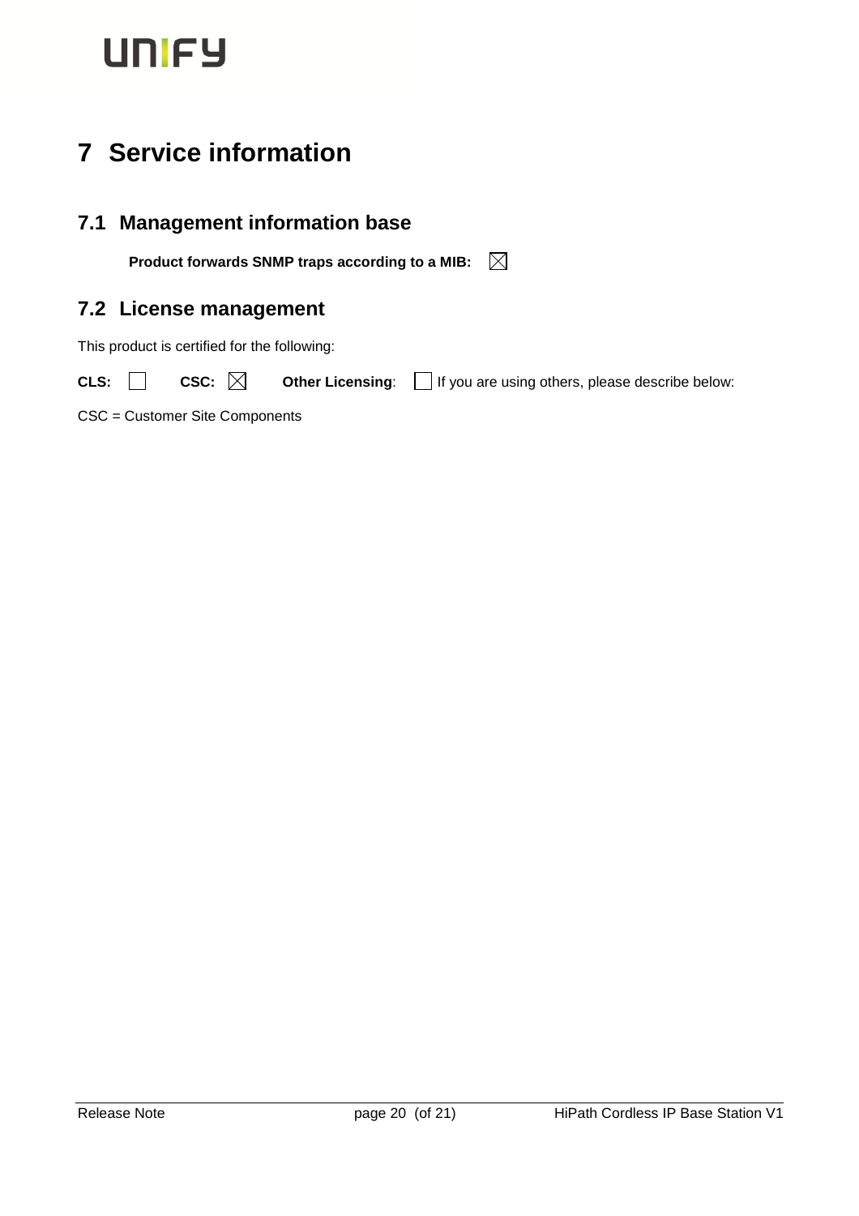# 7 Service information

## 7.1 Management information base

**Product forwards SNMP traps according to a MIB:** ☒

## 7.2 License management

This product is certified for the following:

**CLS:** ☐ **CSC:** ☒ **Other Licensing**: ☐ If you are using others, please describe below:

CSC = Customer Site Components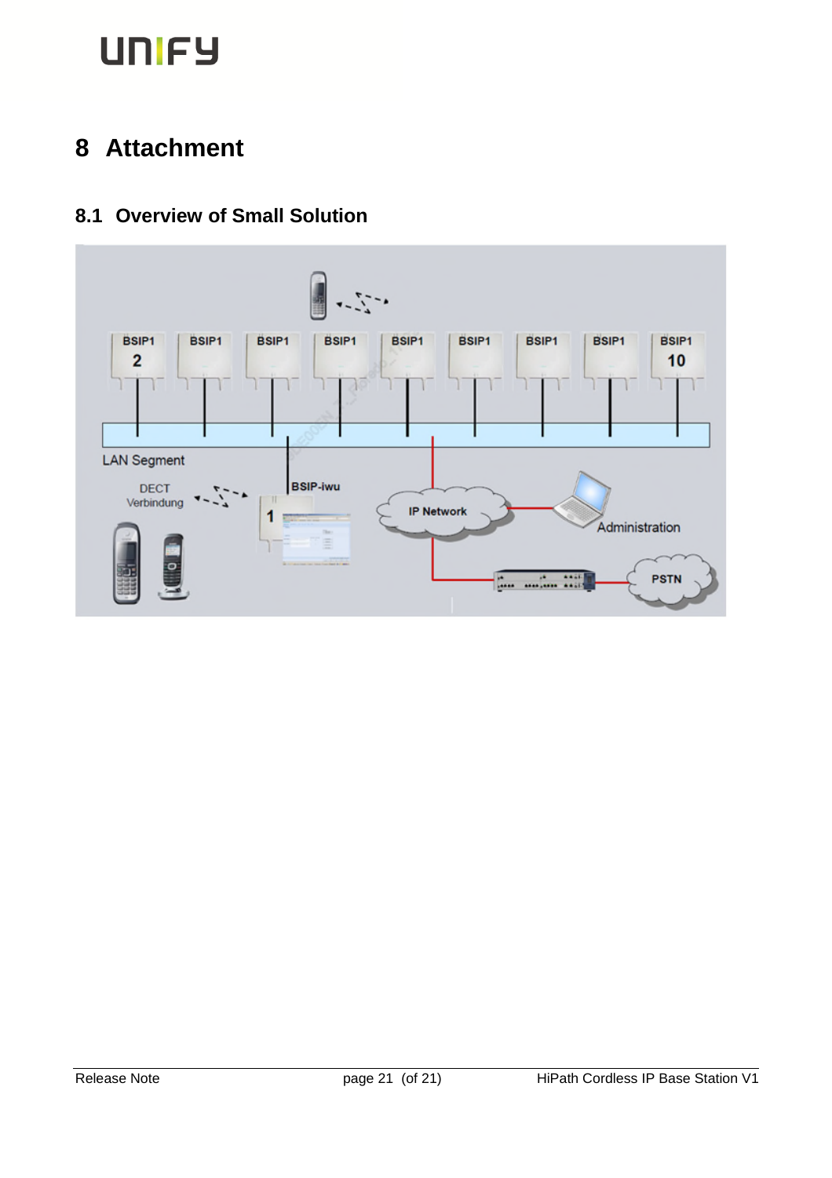# 8 Attachment

## 8.1 Overview of Small Solution

BSIP1
2

BSIP1

BSIP1

BSIP1

BSIP1

BSIP1

BSIP1

BSIP1

BSIP1
10

LAN Segment

DECT
Verbindung

BSIP-iwu

1

IP Network

Administration

PSTN